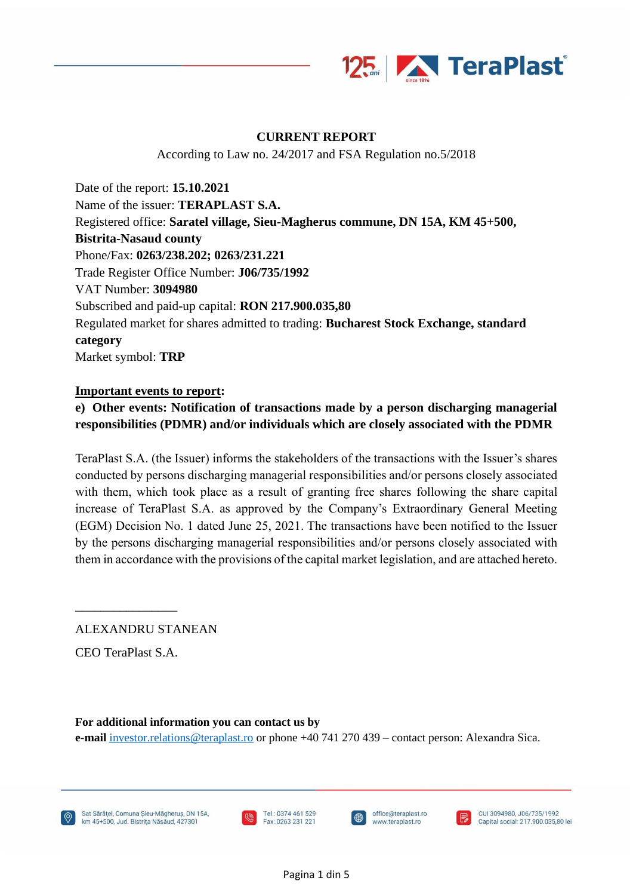# CURRENT REPORT

According to Law no. 24/2017 and FSA Regulation no.5/2018

Date of the report: **15.10.2021**
Name of the issuer: **TERAPLAST S.A.**
Registered office: **Saratel village, Sieu-Magherus commune, DN 15A, KM 45+500, Bistrita-Nasaud county**
Phone/Fax: **0263/238.202; 0263/231.221**
Trade Register Office Number: **J06/735/1992**
VAT Number: **3094980**
Subscribed and paid-up capital: **RON 217.900.035,80**
Regulated market for shares admitted to trading: **Bucharest Stock Exchange, standard category**
Market symbol: **TRP**

**Important events to report:**

**e) Other events: Notification of transactions made by a person discharging managerial responsibilities (PDMR) and/or individuals which are closely associated with the PDMR**

TeraPlast S.A. (the Issuer) informs the stakeholders of the transactions with the Issuer's shares conducted by persons discharging managerial responsibilities and/or persons closely associated with them, which took place as a result of granting free shares following the share capital increase of TeraPlast S.A. as approved by the Company's Extraordinary General Meeting (EGM) Decision No. 1 dated June 25, 2021. The transactions have been notified to the Issuer by the persons discharging managerial responsibilities and/or persons closely associated with them in accordance with the provisions of the capital market legislation, and are attached hereto.

\_\_\_\_\_\_\_\_\_\_\_\_\_\_\_\_

ALEXANDRU STANEAN

CEO TeraPlast S.A.

**For additional information you can contact us by**
**e-mail** investor.relations@teraplast.ro or phone +40 741 270 439 – contact person: Alexandra Sica.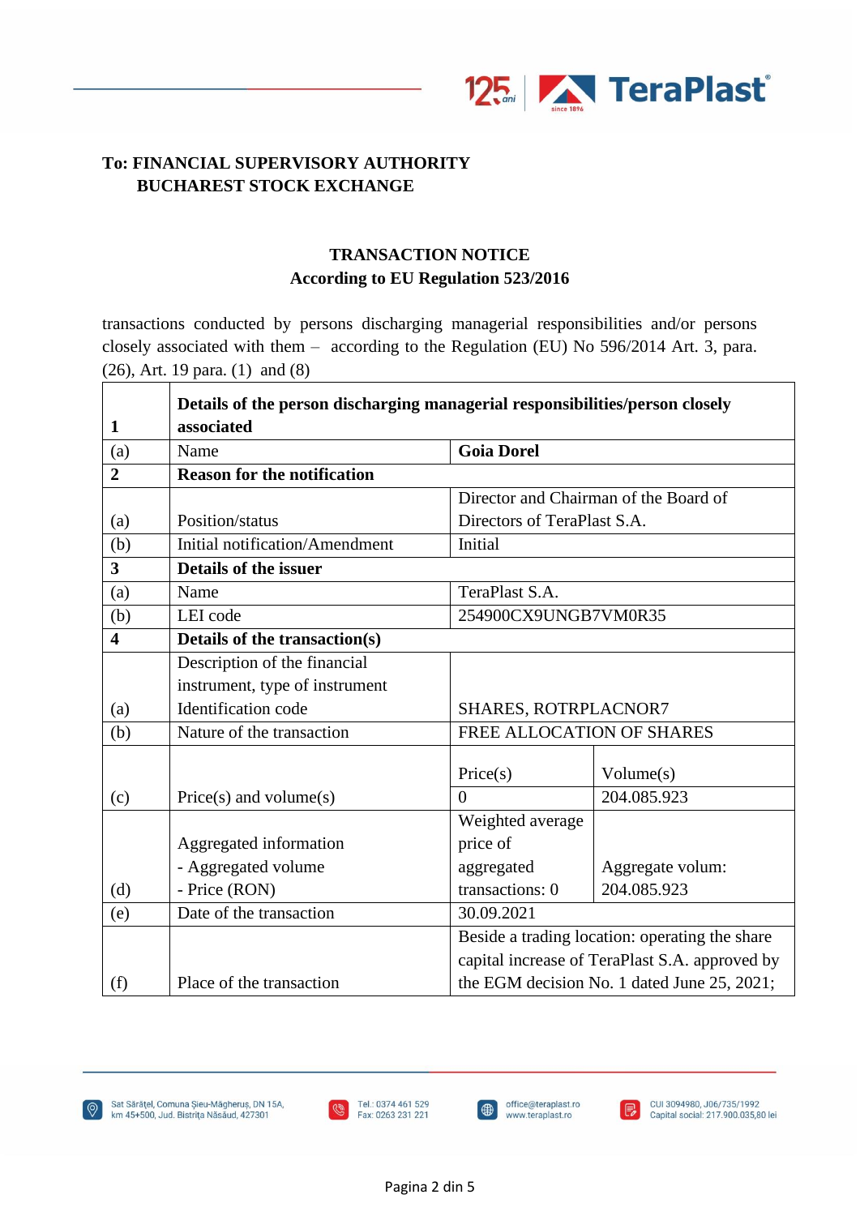**To: FINANCIAL SUPERVISORY AUTHORITY**
**BUCHAREST STOCK EXCHANGE**

## TRANSACTION NOTICE
## According to EU Regulation 523/2016

transactions conducted by persons discharging managerial responsibilities and/or persons closely associated with them – according to the Regulation (EU) No 596/2014 Art. 3, para. (26), Art. 19 para. (1) and (8)

| | | | |
|---|---|---|---|
| **1** | **Details of the person discharging managerial responsibilities/person closely associated** | | |
| (a) | Name | **Goia Dorel** | |
| **2** | **Reason for the notification** | | |
| (a) | Position/status | Director and Chairman of the Board of Directors of TeraPlast S.A. | |
| (b) | Initial notification/Amendment | Initial | |
| **3** | **Details of the issuer** | | |
| (a) | Name | TeraPlast S.A. | |
| (b) | LEI code | 254900CX9UNGB7VM0R35 | |
| **4** | **Details of the transaction(s)** | | |
| (a) | Description of the financial instrument, type of instrument Identification code | SHARES, ROTRPLACNOR7 | |
| (b) | Nature of the transaction | FREE ALLOCATION OF SHARES | |
| (c) | Price(s) and volume(s) | Price(s) | Volume(s) |
| | | 0 | 204.085.923 |
| (d) | Aggregated information<br>- Aggregated volume<br>- Price (RON) | Weighted average price of aggregated transactions: 0 | Aggregate volum: 204.085.923 |
| (e) | Date of the transaction | 30.09.2021 | |
| (f) | Place of the transaction | Beside a trading location: operating the share capital increase of TeraPlast S.A. approved by the EGM decision No. 1 dated June 25, 2021; | |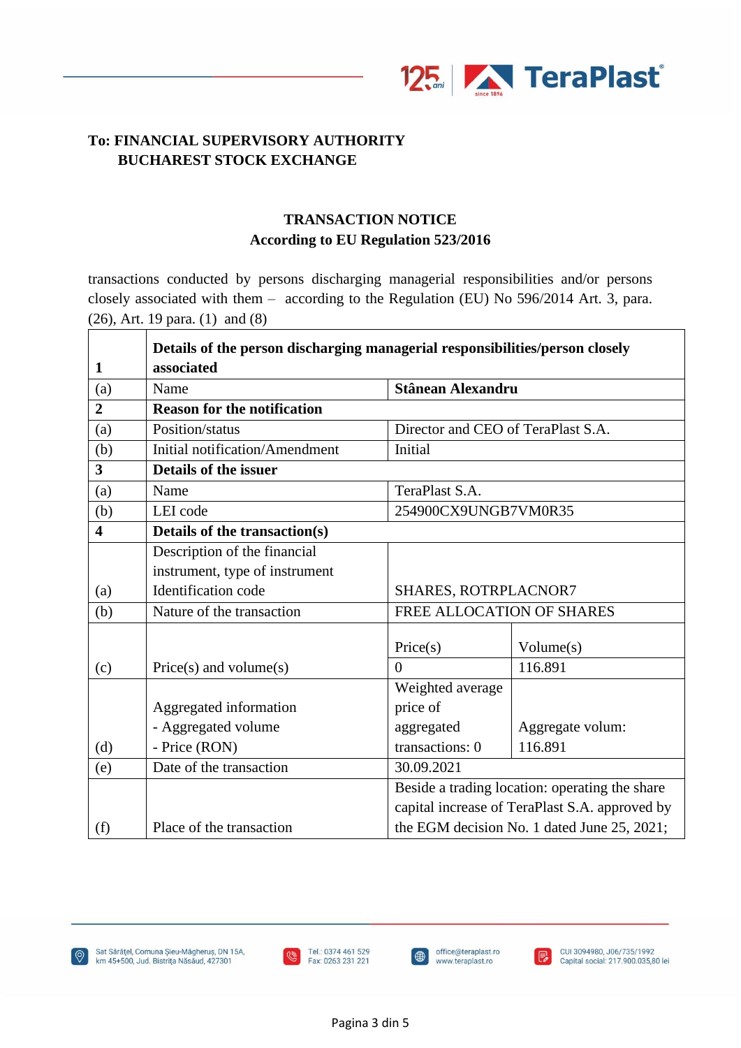**To: FINANCIAL SUPERVISORY AUTHORITY**
**BUCHAREST STOCK EXCHANGE**

**TRANSACTION NOTICE**
**According to EU Regulation 523/2016**

transactions conducted by persons discharging managerial responsibilities and/or persons closely associated with them – according to the Regulation (EU) No 596/2014 Art. 3, para. (26), Art. 19 para. (1) and (8)

| **1** | **Details of the person discharging managerial responsibilities/person closely associated** | | |
|---|---|---|---|
| (a) | Name | **Stânean Alexandru** | |
| **2** | **Reason for the notification** | | |
| (a) | Position/status | Director and CEO of TeraPlast S.A. | |
| (b) | Initial notification/Amendment | Initial | |
| **3** | **Details of the issuer** | | |
| (a) | Name | TeraPlast S.A. | |
| (b) | LEI code | 254900CX9UNGB7VM0R35 | |
| **4** | **Details of the transaction(s)** | | |
| (a) | Description of the financial instrument, type of instrument Identification code | SHARES, ROTRPLACNOR7 | |
| (b) | Nature of the transaction | FREE ALLOCATION OF SHARES | |
| (c) | Price(s) and volume(s) | Price(s) | Volume(s) |
| | | 0 | 116.891 |
| (d) | Aggregated information - Aggregated volume - Price (RON) | Weighted average price of aggregated transactions: 0 | Aggregate volum: 116.891 |
| (e) | Date of the transaction | 30.09.2021 | |
| (f) | Place of the transaction | Beside a trading location: operating the share capital increase of TeraPlast S.A. approved by the EGM decision No. 1 dated June 25, 2021; | |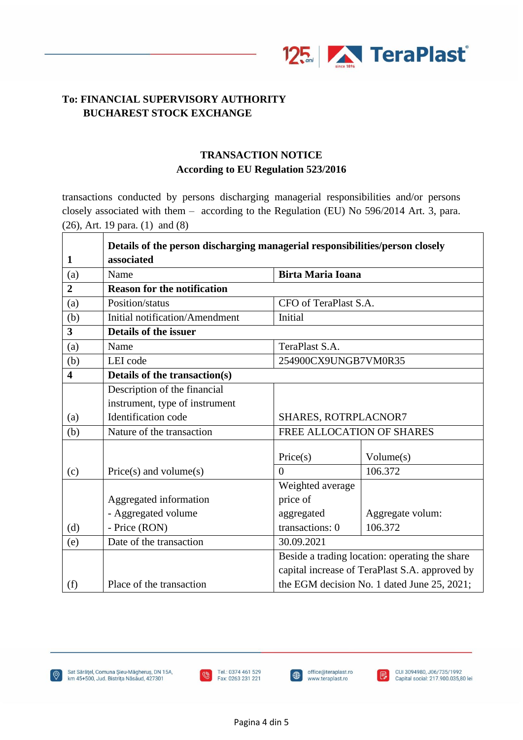**To: FINANCIAL SUPERVISORY AUTHORITY**
**BUCHAREST STOCK EXCHANGE**

**TRANSACTION NOTICE**
**According to EU Regulation 523/2016**

transactions conducted by persons discharging managerial responsibilities and/or persons closely associated with them – according to the Regulation (EU) No 596/2014 Art. 3, para. (26), Art. 19 para. (1) and (8)

| **1** | **Details of the person discharging managerial responsibilities/person closely associated** | | |
|---|---|---|---|
| (a) | Name | **Birta Maria Ioana** | |
| **2** | **Reason for the notification** | | |
| (a) | Position/status | CFO of TeraPlast S.A. | |
| (b) | Initial notification/Amendment | Initial | |
| **3** | **Details of the issuer** | | |
| (a) | Name | TeraPlast S.A. | |
| (b) | LEI code | 254900CX9UNGB7VM0R35 | |
| **4** | **Details of the transaction(s)** | | |
| (a) | Description of the financial instrument, type of instrument Identification code | SHARES, ROTRPLACNOR7 | |
| (b) | Nature of the transaction | FREE ALLOCATION OF SHARES | |
| (c) | Price(s) and volume(s) | Price(s) | Volume(s) |
| | | 0 | 106.372 |
| (d) | Aggregated information<br>- Aggregated volume<br>- Price (RON) | Weighted average price of aggregated transactions: 0 | Aggregate volum: 106.372 |
| (e) | Date of the transaction | 30.09.2021 | |
| (f) | Place of the transaction | Beside a trading location: operating the share capital increase of TeraPlast S.A. approved by the EGM decision No. 1 dated June 25, 2021; | |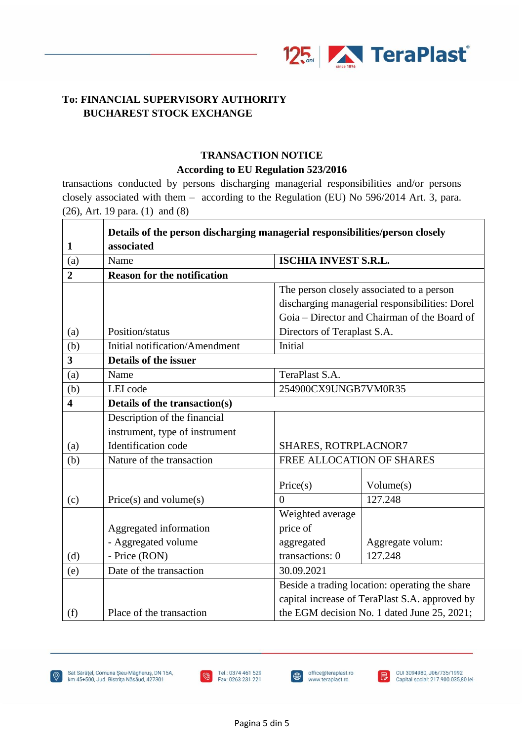**To: FINANCIAL SUPERVISORY AUTHORITY**
**BUCHAREST STOCK EXCHANGE**

**TRANSACTION NOTICE**
**According to EU Regulation 523/2016**

transactions conducted by persons discharging managerial responsibilities and/or persons closely associated with them – according to the Regulation (EU) No 596/2014 Art. 3, para. (26), Art. 19 para. (1) and (8)

| | | | |
|---|---|---|---|
| **1** | **Details of the person discharging managerial responsibilities/person closely associated** | | |
| (a) | Name | **ISCHIA INVEST S.R.L.** | |
| **2** | **Reason for the notification** | | |
| (a) | Position/status | The person closely associated to a person discharging managerial responsibilities: Dorel Goia – Director and Chairman of the Board of Directors of Teraplast S.A. | |
| (b) | Initial notification/Amendment | Initial | |
| **3** | **Details of the issuer** | | |
| (a) | Name | TeraPlast S.A. | |
| (b) | LEI code | 254900CX9UNGB7VM0R35 | |
| **4** | **Details of the transaction(s)** | | |
| (a) | Description of the financial instrument, type of instrument Identification code | SHARES, ROTRPLACNOR7 | |
| (b) | Nature of the transaction | FREE ALLOCATION OF SHARES | |
| (c) | Price(s) and volume(s) | Price(s) | Volume(s) |
| | | 0 | 127.248 |
| (d) | Aggregated information - Aggregated volume - Price (RON) | Weighted average price of aggregated transactions: 0 | Aggregate volum: 127.248 |
| (e) | Date of the transaction | 30.09.2021 | |
| (f) | Place of the transaction | Beside a trading location: operating the share capital increase of TeraPlast S.A. approved by the EGM decision No. 1 dated June 25, 2021; | |